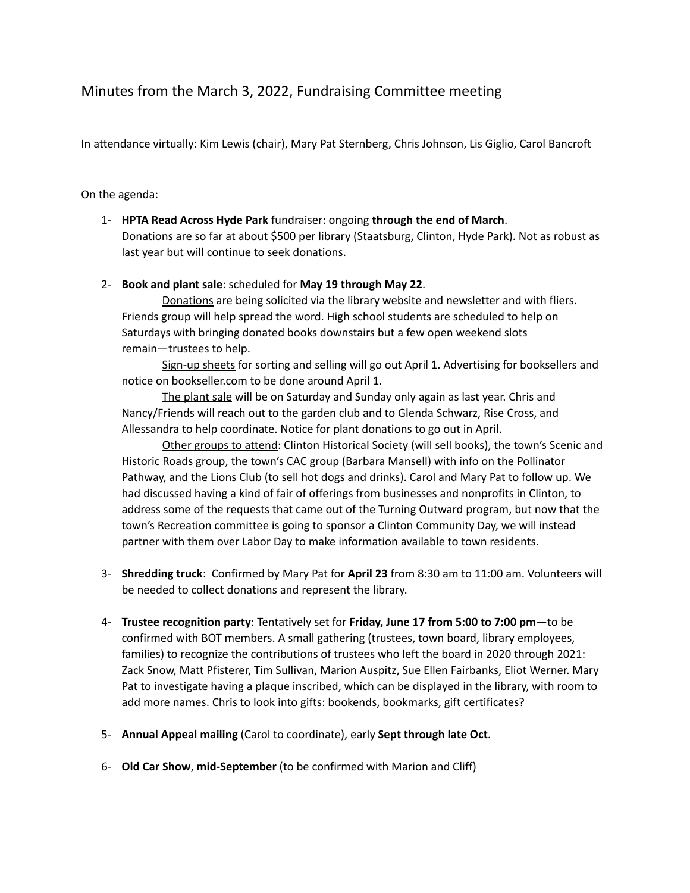# Minutes from the March 3, 2022, Fundraising Committee meeting

In attendance virtually: Kim Lewis (chair), Mary Pat Sternberg, Chris Johnson, Lis Giglio, Carol Bancroft

On the agenda:

1- **HPTA Read Across Hyde Park** fundraiser: ongoing **through the end of March**.
Donations are so far at about $500 per library (Staatsburg, Clinton, Hyde Park). Not as robust as last year but will continue to seek donations.

2- **Book and plant sale**: scheduled for **May 19 through May 22**.
Donations are being solicited via the library website and newsletter and with fliers. Friends group will help spread the word. High school students are scheduled to help on Saturdays with bringing donated books downstairs but a few open weekend slots remain—trustees to help.
Sign-up sheets for sorting and selling will go out April 1. Advertising for booksellers and notice on bookseller.com to be done around April 1.
The plant sale will be on Saturday and Sunday only again as last year. Chris and Nancy/Friends will reach out to the garden club and to Glenda Schwarz, Rise Cross, and Allessandra to help coordinate. Notice for plant donations to go out in April.
Other groups to attend: Clinton Historical Society (will sell books), the town's Scenic and Historic Roads group, the town's CAC group (Barbara Mansell) with info on the Pollinator Pathway, and the Lions Club (to sell hot dogs and drinks). Carol and Mary Pat to follow up. We had discussed having a kind of fair of offerings from businesses and nonprofits in Clinton, to address some of the requests that came out of the Turning Outward program, but now that the town's Recreation committee is going to sponsor a Clinton Community Day, we will instead partner with them over Labor Day to make information available to town residents.

3- **Shredding truck**: Confirmed by Mary Pat for **April 23** from 8:30 am to 11:00 am. Volunteers will be needed to collect donations and represent the library.

4- **Trustee recognition party**: Tentatively set for **Friday, June 17 from 5:00 to 7:00 pm**—to be confirmed with BOT members. A small gathering (trustees, town board, library employees, families) to recognize the contributions of trustees who left the board in 2020 through 2021: Zack Snow, Matt Pfisterer, Tim Sullivan, Marion Auspitz, Sue Ellen Fairbanks, Eliot Werner. Mary Pat to investigate having a plaque inscribed, which can be displayed in the library, with room to add more names. Chris to look into gifts: bookends, bookmarks, gift certificates?

5- **Annual Appeal mailing** (Carol to coordinate), early **Sept through late Oct**.

6- **Old Car Show**, **mid-September** (to be confirmed with Marion and Cliff)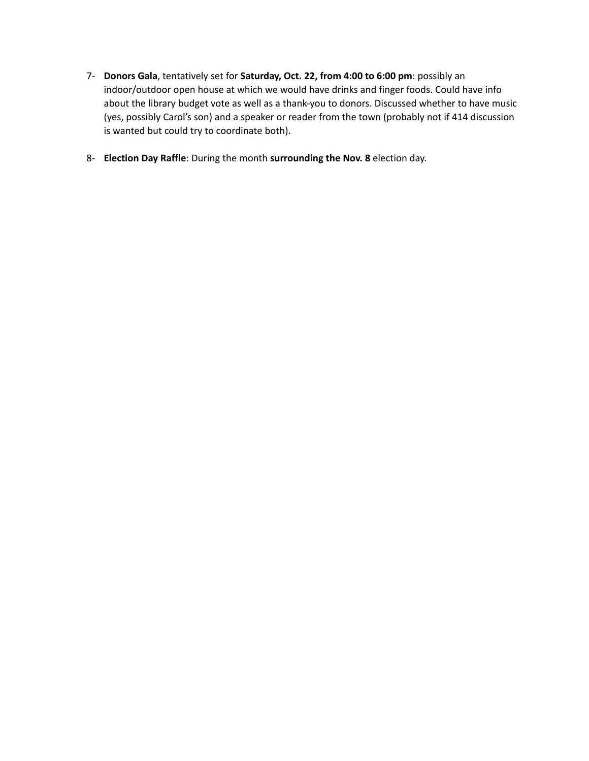7- **Donors Gala**, tentatively set for **Saturday, Oct. 22, from 4:00 to 6:00 pm**: possibly an indoor/outdoor open house at which we would have drinks and finger foods. Could have info about the library budget vote as well as a thank-you to donors. Discussed whether to have music (yes, possibly Carol's son) and a speaker or reader from the town (probably not if 414 discussion is wanted but could try to coordinate both).

8- **Election Day Raffle**: During the month **surrounding the Nov. 8** election day.